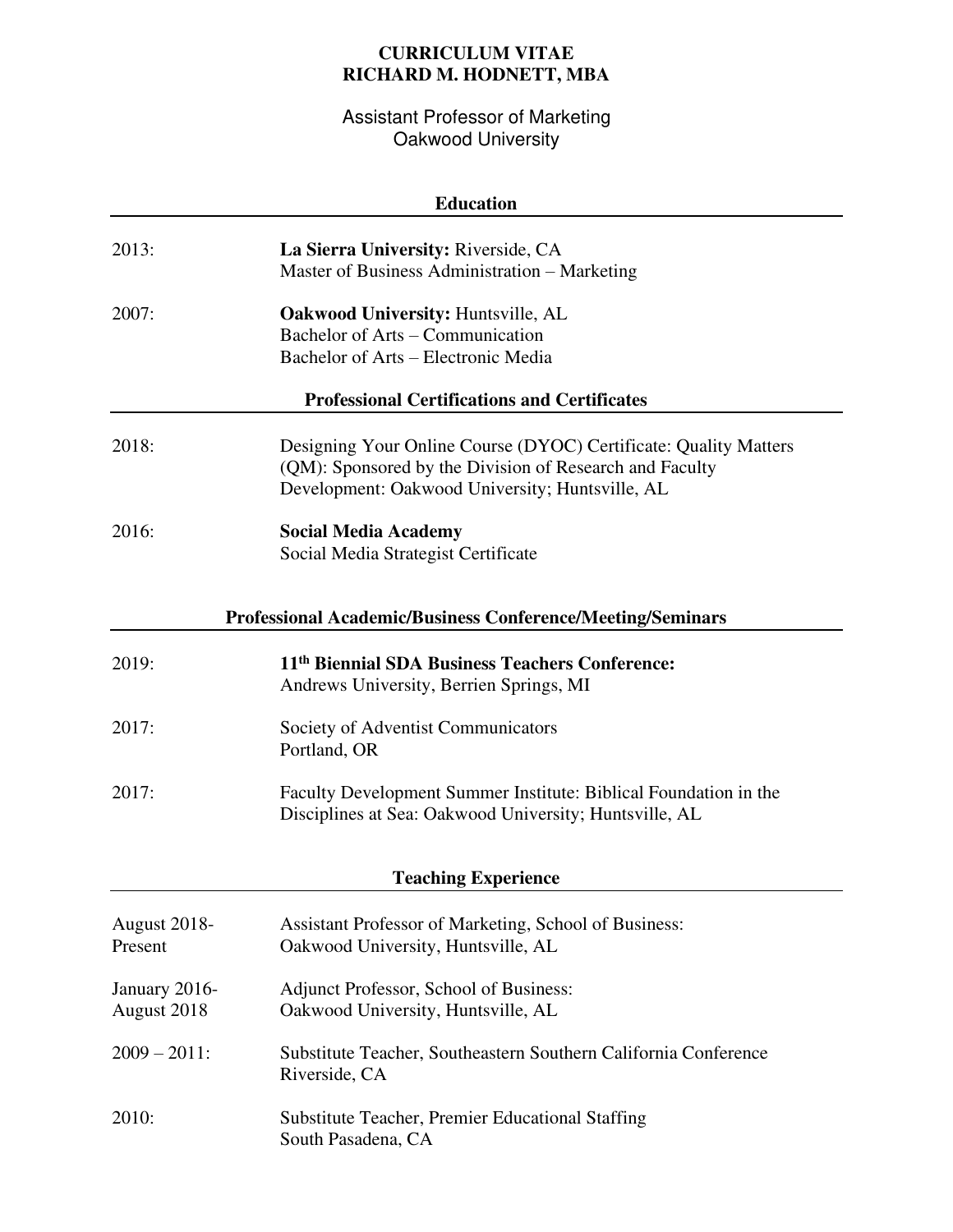# CURRICULUM VITAE
# RICHARD M. HODNETT, MBA

Assistant Professor of Marketing
Oakwood University

## Education

2013: **La Sierra University:** Riverside, CA
Master of Business Administration – Marketing

2007: **Oakwood University:** Huntsville, AL
Bachelor of Arts – Communication
Bachelor of Arts – Electronic Media

## Professional Certifications and Certificates

2018: Designing Your Online Course (DYOC) Certificate: Quality Matters (QM): Sponsored by the Division of Research and Faculty Development: Oakwood University; Huntsville, AL

2016: **Social Media Academy**
Social Media Strategist Certificate

## Professional Academic/Business Conference/Meeting/Seminars

2019: **11th Biennial SDA Business Teachers Conference:**
Andrews University, Berrien Springs, MI

2017: Society of Adventist Communicators
Portland, OR

2017: Faculty Development Summer Institute: Biblical Foundation in the Disciplines at Sea: Oakwood University; Huntsville, AL

## Teaching Experience

August 2018-Present: Assistant Professor of Marketing, School of Business:
Oakwood University, Huntsville, AL

January 2016-August 2018: Adjunct Professor, School of Business:
Oakwood University, Huntsville, AL

2009 – 2011: Substitute Teacher, Southeastern Southern California Conference
Riverside, CA

2010: Substitute Teacher, Premier Educational Staffing
South Pasadena, CA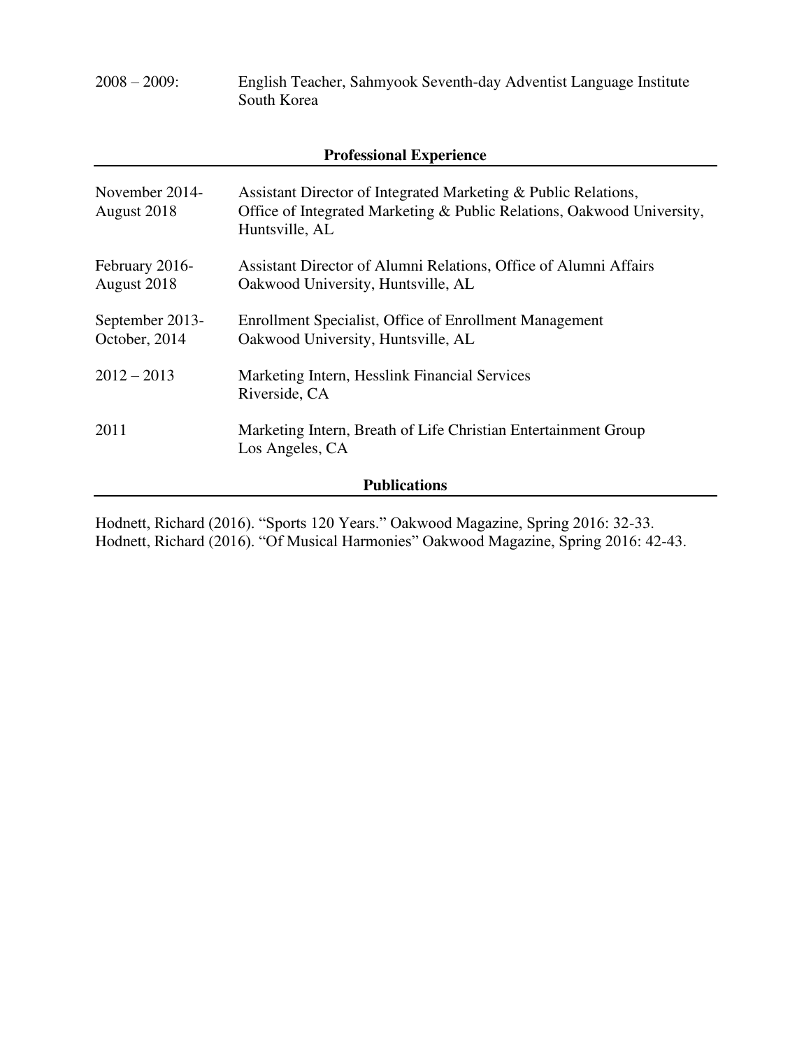| | |
|---|---|
| 2008 – 2009: | English Teacher, Sahmyook Seventh-day Adventist Language Institute<br>South Korea |

## Professional Experience

| | |
|---|---|
| November 2014-<br>August 2018 | Assistant Director of Integrated Marketing & Public Relations,<br>Office of Integrated Marketing & Public Relations, Oakwood University, Huntsville, AL |
| February 2016-<br>August 2018 | Assistant Director of Alumni Relations, Office of Alumni Affairs<br>Oakwood University, Huntsville, AL |
| September 2013-<br>October, 2014 | Enrollment Specialist, Office of Enrollment Management<br>Oakwood University, Huntsville, AL |
| 2012 – 2013 | Marketing Intern, Hesslink Financial Services<br>Riverside, CA |
| 2011 | Marketing Intern, Breath of Life Christian Entertainment Group<br>Los Angeles, CA |

## Publications

Hodnett, Richard (2016). "Sports 120 Years." Oakwood Magazine, Spring 2016: 32-33.
Hodnett, Richard (2016). "Of Musical Harmonies" Oakwood Magazine, Spring 2016: 42-43.